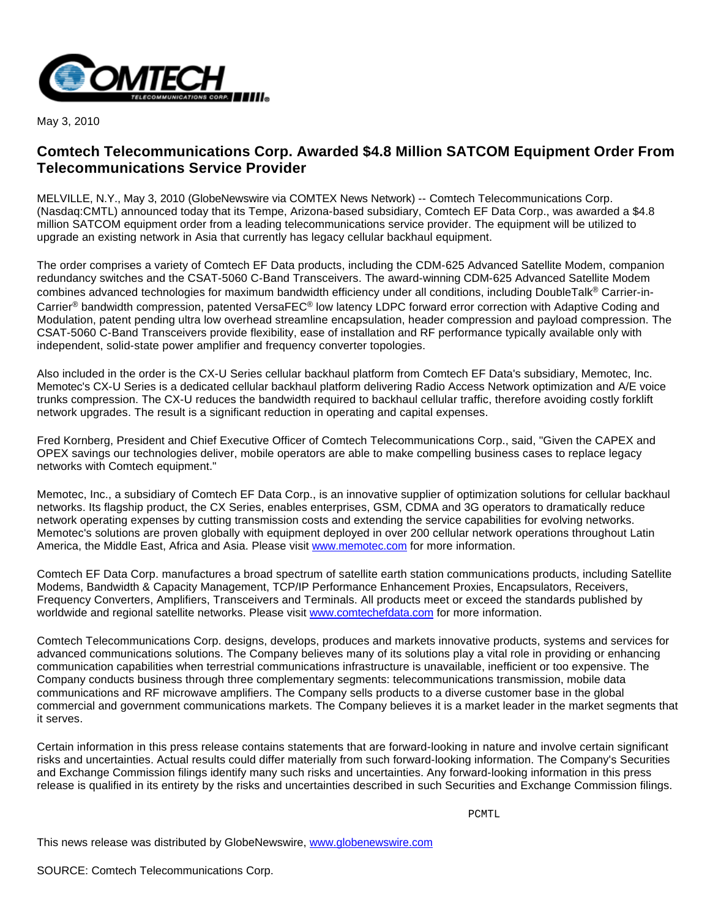May 3, 2010

# Comtech Telecommunications Corp. Awarded $4.8 Million SATCOM Equipment Order From Telecommunications Service Provider

MELVILLE, N.Y., May 3, 2010 (GlobeNewswire via COMTEX News Network) -- Comtech Telecommunications Corp. (Nasdaq:CMTL) announced today that its Tempe, Arizona-based subsidiary, Comtech EF Data Corp., was awarded a $4.8 million SATCOM equipment order from a leading telecommunications service provider. The equipment will be utilized to upgrade an existing network in Asia that currently has legacy cellular backhaul equipment.

The order comprises a variety of Comtech EF Data products, including the CDM-625 Advanced Satellite Modem, companion redundancy switches and the CSAT-5060 C-Band Transceivers. The award-winning CDM-625 Advanced Satellite Modem combines advanced technologies for maximum bandwidth efficiency under all conditions, including DoubleTalk® Carrier-in-Carrier® bandwidth compression, patented VersaFEC® low latency LDPC forward error correction with Adaptive Coding and Modulation, patent pending ultra low overhead streamline encapsulation, header compression and payload compression. The CSAT-5060 C-Band Transceivers provide flexibility, ease of installation and RF performance typically available only with independent, solid-state power amplifier and frequency converter topologies.

Also included in the order is the CX-U Series cellular backhaul platform from Comtech EF Data's subsidiary, Memotec, Inc. Memotec's CX-U Series is a dedicated cellular backhaul platform delivering Radio Access Network optimization and A/E voice trunks compression. The CX-U reduces the bandwidth required to backhaul cellular traffic, therefore avoiding costly forklift network upgrades. The result is a significant reduction in operating and capital expenses.

Fred Kornberg, President and Chief Executive Officer of Comtech Telecommunications Corp., said, "Given the CAPEX and OPEX savings our technologies deliver, mobile operators are able to make compelling business cases to replace legacy networks with Comtech equipment."

Memotec, Inc., a subsidiary of Comtech EF Data Corp., is an innovative supplier of optimization solutions for cellular backhaul networks. Its flagship product, the CX Series, enables enterprises, GSM, CDMA and 3G operators to dramatically reduce network operating expenses by cutting transmission costs and extending the service capabilities for evolving networks. Memotec's solutions are proven globally with equipment deployed in over 200 cellular network operations throughout Latin America, the Middle East, Africa and Asia. Please visit www.memotec.com for more information.

Comtech EF Data Corp. manufactures a broad spectrum of satellite earth station communications products, including Satellite Modems, Bandwidth & Capacity Management, TCP/IP Performance Enhancement Proxies, Encapsulators, Receivers, Frequency Converters, Amplifiers, Transceivers and Terminals. All products meet or exceed the standards published by worldwide and regional satellite networks. Please visit www.comtechefdata.com for more information.

Comtech Telecommunications Corp. designs, develops, produces and markets innovative products, systems and services for advanced communications solutions. The Company believes many of its solutions play a vital role in providing or enhancing communication capabilities when terrestrial communications infrastructure is unavailable, inefficient or too expensive. The Company conducts business through three complementary segments: telecommunications transmission, mobile data communications and RF microwave amplifiers. The Company sells products to a diverse customer base in the global commercial and government communications markets. The Company believes it is a market leader in the market segments that it serves.

Certain information in this press release contains statements that are forward-looking in nature and involve certain significant risks and uncertainties. Actual results could differ materially from such forward-looking information. The Company's Securities and Exchange Commission filings identify many such risks and uncertainties. Any forward-looking information in this press release is qualified in its entirety by the risks and uncertainties described in such Securities and Exchange Commission filings.

PCMTL

This news release was distributed by GlobeNewswire, www.globenewswire.com

SOURCE: Comtech Telecommunications Corp.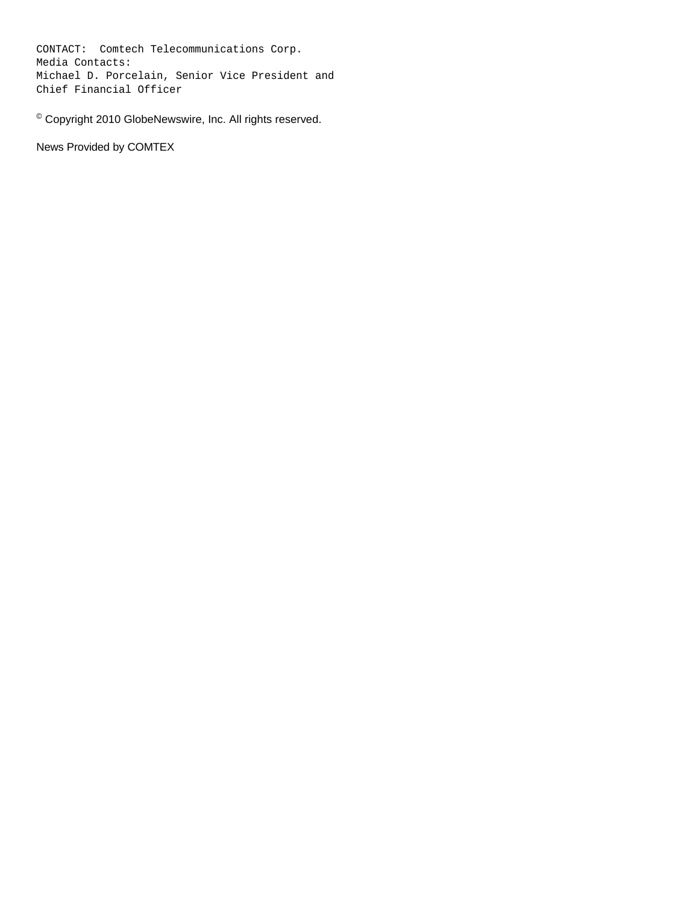```
CONTACT:  Comtech Telecommunications Corp.
Media Contacts:
Michael D. Porcelain, Senior Vice President and
Chief Financial Officer
```

© Copyright 2010 GlobeNewswire, Inc. All rights reserved.

News Provided by COMTEX